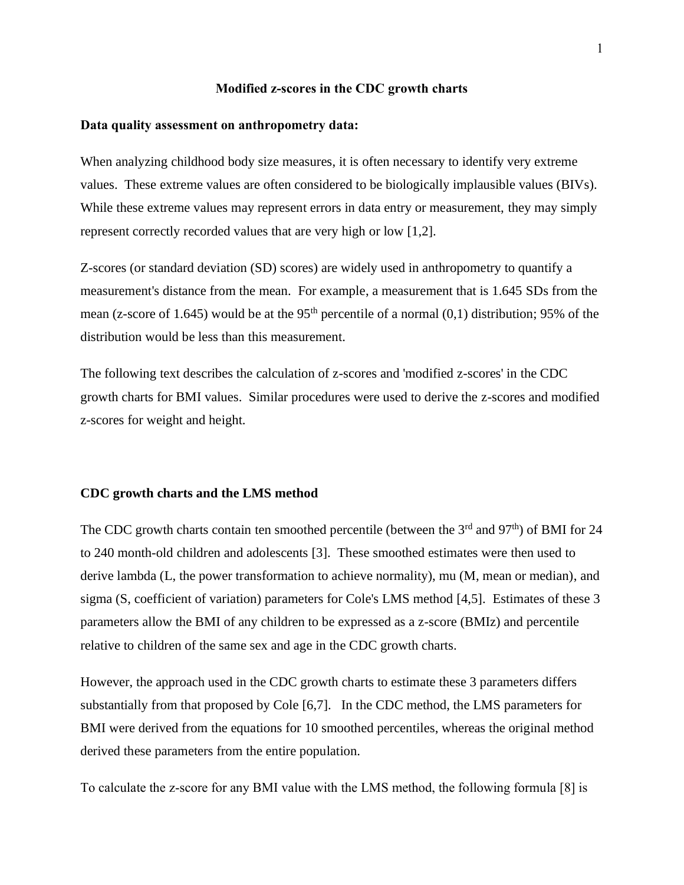# Modified z-scores in the CDC growth charts

## Data quality assessment on anthropometry data:

When analyzing childhood body size measures, it is often necessary to identify very extreme values. These extreme values are often considered to be biologically implausible values (BIVs). While these extreme values may represent errors in data entry or measurement, they may simply represent correctly recorded values that are very high or low [1,2].

Z-scores (or standard deviation (SD) scores) are widely used in anthropometry to quantify a measurement's distance from the mean. For example, a measurement that is 1.645 SDs from the mean (z-score of 1.645) would be at the 95th percentile of a normal (0,1) distribution; 95% of the distribution would be less than this measurement.

The following text describes the calculation of z-scores and 'modified z-scores' in the CDC growth charts for BMI values. Similar procedures were used to derive the z-scores and modified z-scores for weight and height.

## CDC growth charts and the LMS method

The CDC growth charts contain ten smoothed percentile (between the 3rd and 97th) of BMI for 24 to 240 month-old children and adolescents [3]. These smoothed estimates were then used to derive lambda (L, the power transformation to achieve normality), mu (M, mean or median), and sigma (S, coefficient of variation) parameters for Cole's LMS method [4,5]. Estimates of these 3 parameters allow the BMI of any children to be expressed as a z-score (BMIz) and percentile relative to children of the same sex and age in the CDC growth charts.

However, the approach used in the CDC growth charts to estimate these 3 parameters differs substantially from that proposed by Cole [6,7]. In the CDC method, the LMS parameters for BMI were derived from the equations for 10 smoothed percentiles, whereas the original method derived these parameters from the entire population.

To calculate the z-score for any BMI value with the LMS method, the following formula [8] is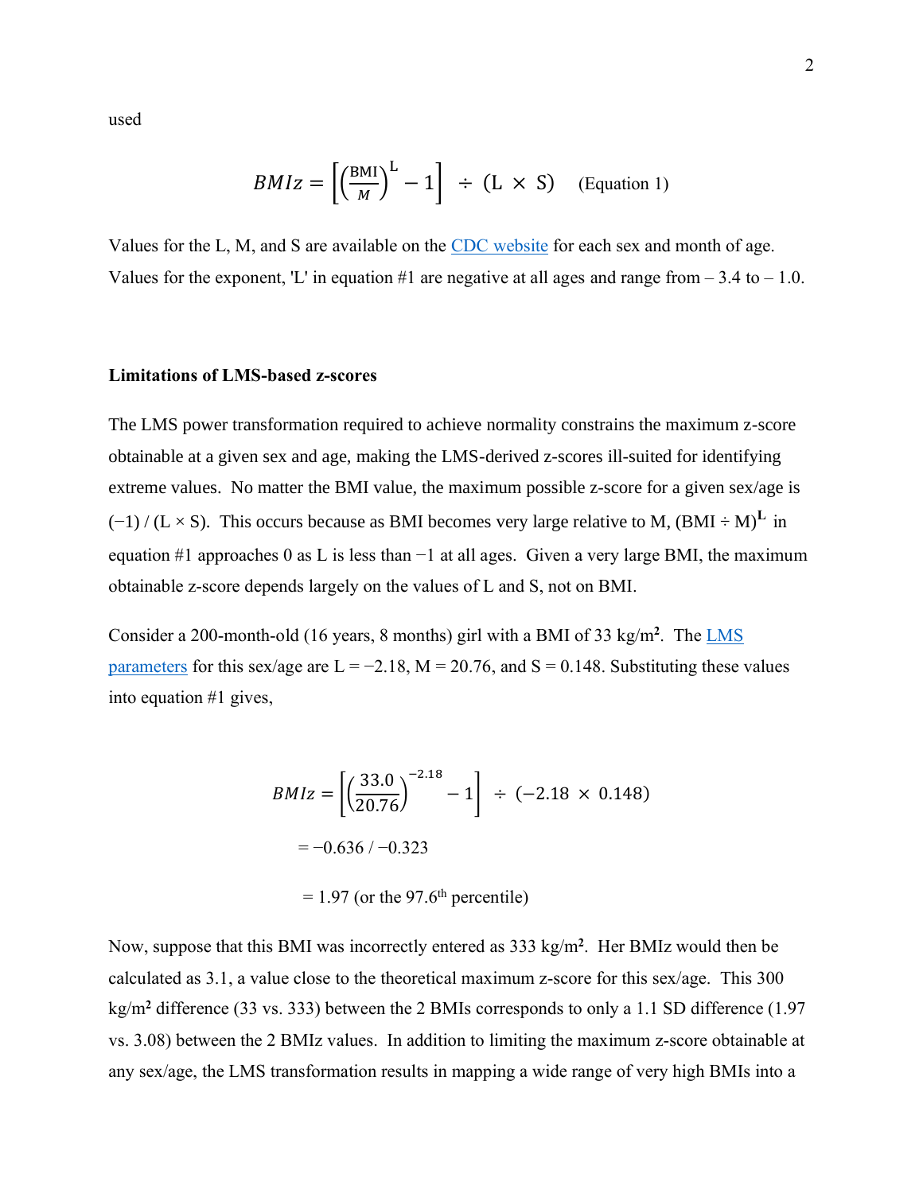used

$$BMIz = \left[\left(\frac{\text{BMI}}{M}\right)^{\text{L}} - 1\right] \div (\text{L} \times \text{S}) \quad \text{(Equation 1)}$$

Values for the L, M, and S are available on the CDC website for each sex and month of age. Values for the exponent, 'L' in equation #1 are negative at all ages and range from – 3.4 to – 1.0.

**Limitations of LMS-based z-scores**

The LMS power transformation required to achieve normality constrains the maximum z-score obtainable at a given sex and age, making the LMS-derived z-scores ill-suited for identifying extreme values. No matter the BMI value, the maximum possible z-score for a given sex/age is $(-1) / (\text{L} \times \text{S})$. This occurs because as BMI becomes very large relative to M, $(\text{BMI} \div \text{M})^{\textbf{L}}$ in equation #1 approaches 0 as L is less than −1 at all ages. Given a very large BMI, the maximum obtainable z-score depends largely on the values of L and S, not on BMI.

Consider a 200-month-old (16 years, 8 months) girl with a BMI of 33 kg/m². The LMS parameters for this sex/age are L = −2.18, M = 20.76, and S = 0.148. Substituting these values into equation #1 gives,

$$BMIz = \left[\left(\frac{33.0}{20.76}\right)^{-2.18} - 1\right] \div (-2.18 \times 0.148)$$

$$= -0.636 \, / \, -0.323$$

$$= 1.97 \text{ (or the } 97.6^{\text{th}} \text{ percentile)}$$

Now, suppose that this BMI was incorrectly entered as 333 kg/m². Her BMIz would then be calculated as 3.1, a value close to the theoretical maximum z-score for this sex/age. This 300 kg/m² difference (33 vs. 333) between the 2 BMIs corresponds to only a 1.1 SD difference (1.97 vs. 3.08) between the 2 BMIz values. In addition to limiting the maximum z-score obtainable at any sex/age, the LMS transformation results in mapping a wide range of very high BMIs into a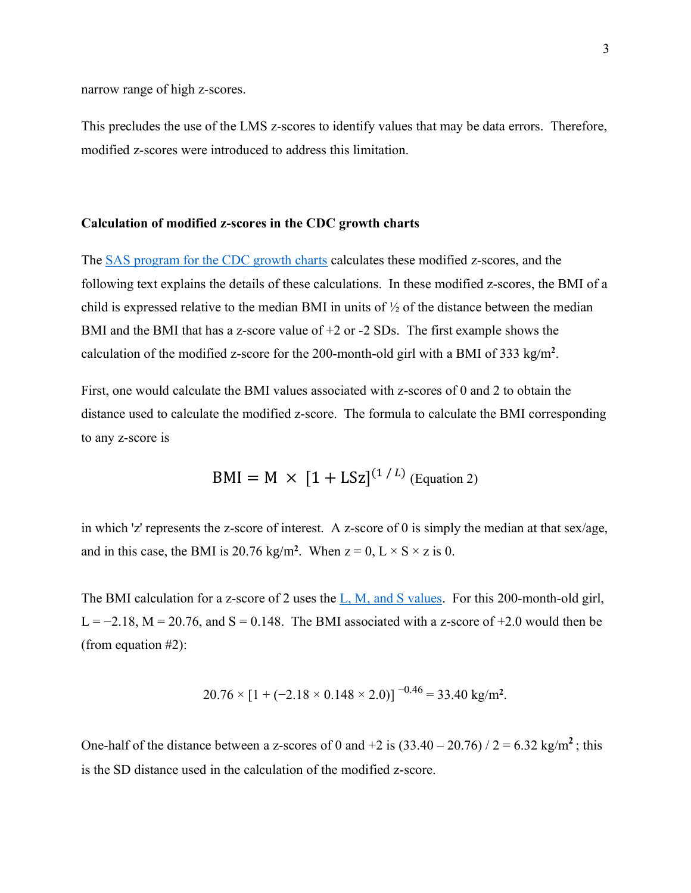narrow range of high z-scores.

This precludes the use of the LMS z-scores to identify values that may be data errors. Therefore, modified z-scores were introduced to address this limitation.

**Calculation of modified z-scores in the CDC growth charts**

The SAS program for the CDC growth charts calculates these modified z-scores, and the following text explains the details of these calculations. In these modified z-scores, the BMI of a child is expressed relative to the median BMI in units of ½ of the distance between the median BMI and the BMI that has a z-score value of +2 or -2 SDs. The first example shows the calculation of the modified z-score for the 200-month-old girl with a BMI of 333 kg/m$^2$.

First, one would calculate the BMI values associated with z-scores of 0 and 2 to obtain the distance used to calculate the modified z-score. The formula to calculate the BMI corresponding to any z-score is

$$\mathrm{BMI} = \mathrm{M} \times [1 + \mathrm{LSz}]^{(1\,/\,L)} \text{ (Equation 2)}$$

in which 'z' represents the z-score of interest. A z-score of 0 is simply the median at that sex/age, and in this case, the BMI is 20.76 kg/m$^2$. When z = 0, L × S × z is 0.

The BMI calculation for a z-score of 2 uses the L, M, and S values. For this 200-month-old girl, L = −2.18, M = 20.76, and S = 0.148. The BMI associated with a z-score of +2.0 would then be (from equation #2):

$$20.76 \times [1 + (-2.18 \times 0.148 \times 2.0)]^{-0.46} = 33.40 \text{ kg/m}^2.$$

One-half of the distance between a z-scores of 0 and +2 is (33.40 – 20.76) / 2 = 6.32 kg/m$^2$; this is the SD distance used in the calculation of the modified z-score.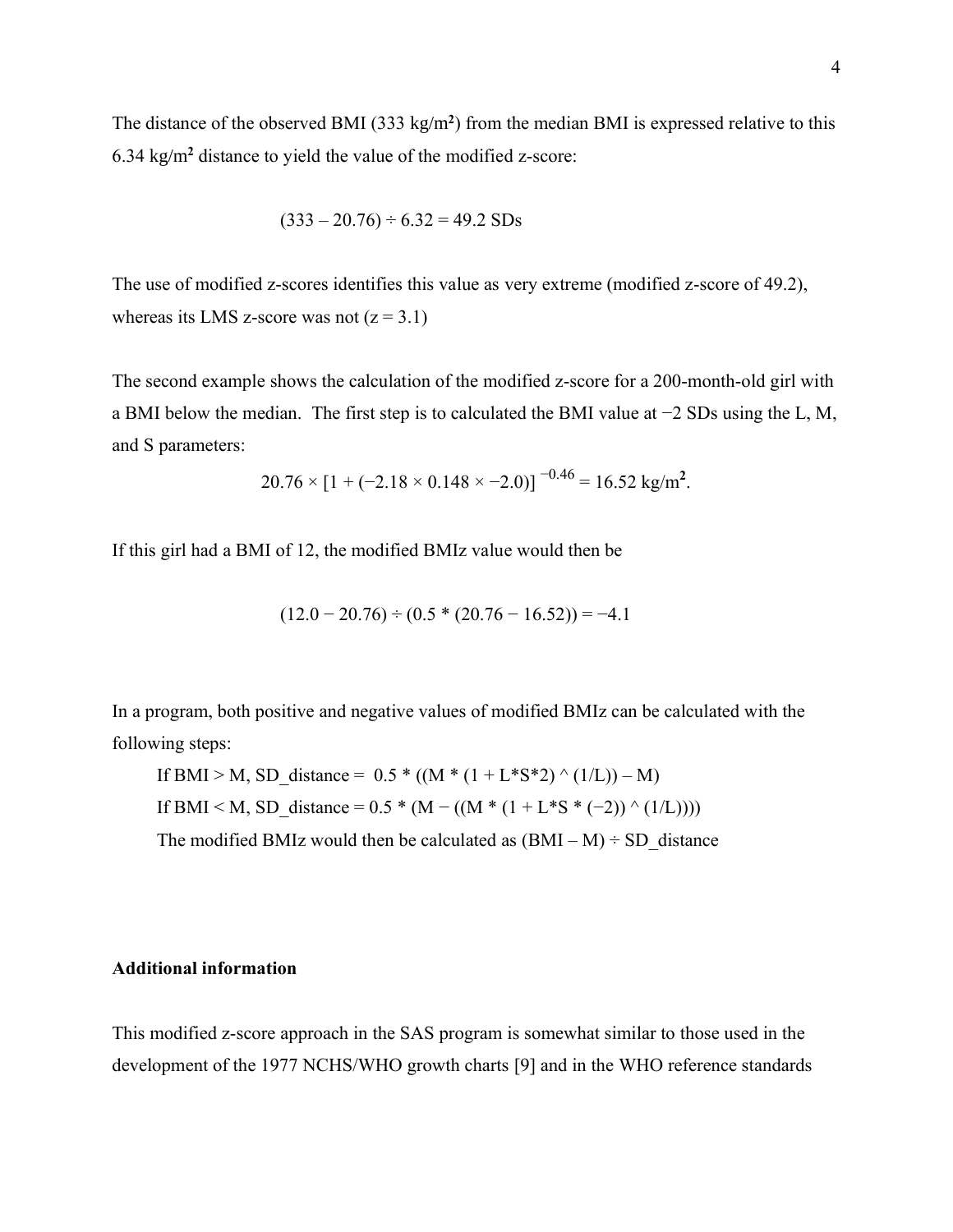The distance of the observed BMI (333 $kg/m^2$) from the median BMI is expressed relative to this 6.34 $kg/m^2$ distance to yield the value of the modified z-score:

$$(333 - 20.76) \div 6.32 = 49.2 \text{ SDs}$$

The use of modified z-scores identifies this value as very extreme (modified z-score of 49.2), whereas its LMS z-score was not (z = 3.1)

The second example shows the calculation of the modified z-score for a 200-month-old girl with a BMI below the median. The first step is to calculated the BMI value at −2 SDs using the L, M, and S parameters:

$$20.76 \times [1 + (-2.18 \times 0.148 \times -2.0)]^{-0.46} = 16.52 \text{ kg/m}^2.$$

If this girl had a BMI of 12, the modified BMIz value would then be

$$(12.0 - 20.76) \div (0.5 * (20.76 - 16.52)) = -4.1$$

In a program, both positive and negative values of modified BMIz can be calculated with the following steps:

```
If BMI > M, SD_distance =  0.5 * ((M * (1 + L*S*2) ^ (1/L)) – M)
If BMI < M, SD_distance = 0.5 * (M − ((M * (1 + L*S * (−2)) ^ (1/L))))
The modified BMIz would then be calculated as (BMI – M) ÷ SD_distance
```

**Additional information**

This modified z-score approach in the SAS program is somewhat similar to those used in the development of the 1977 NCHS/WHO growth charts [9] and in the WHO reference standards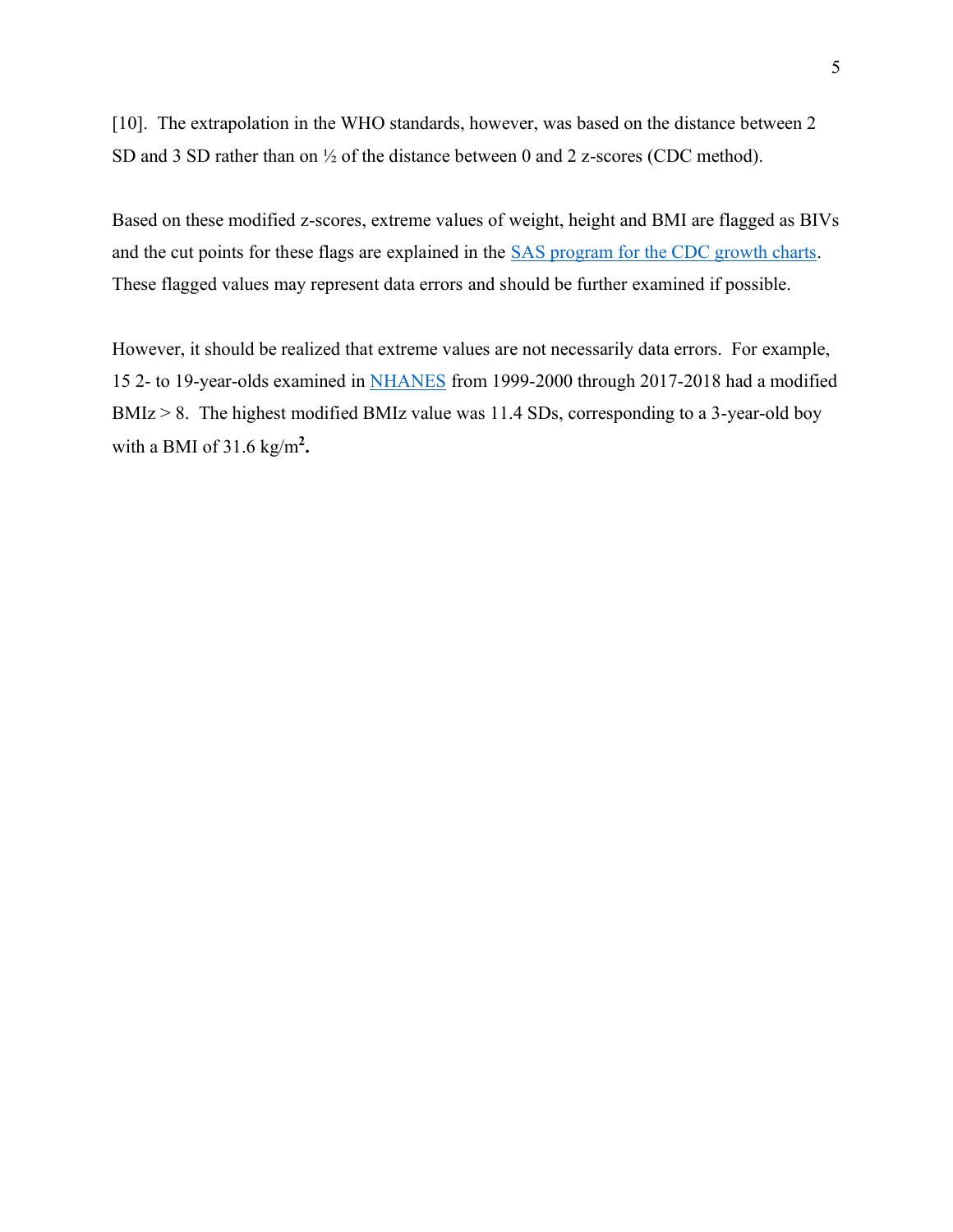[10]. The extrapolation in the WHO standards, however, was based on the distance between 2 SD and 3 SD rather than on ½ of the distance between 0 and 2 z-scores (CDC method).

Based on these modified z-scores, extreme values of weight, height and BMI are flagged as BIVs and the cut points for these flags are explained in the SAS program for the CDC growth charts. These flagged values may represent data errors and should be further examined if possible.

However, it should be realized that extreme values are not necessarily data errors. For example, 15 2- to 19-year-olds examined in NHANES from 1999-2000 through 2017-2018 had a modified BMIz > 8. The highest modified BMIz value was 11.4 SDs, corresponding to a 3-year-old boy with a BMI of 31.6 $kg/m^2$.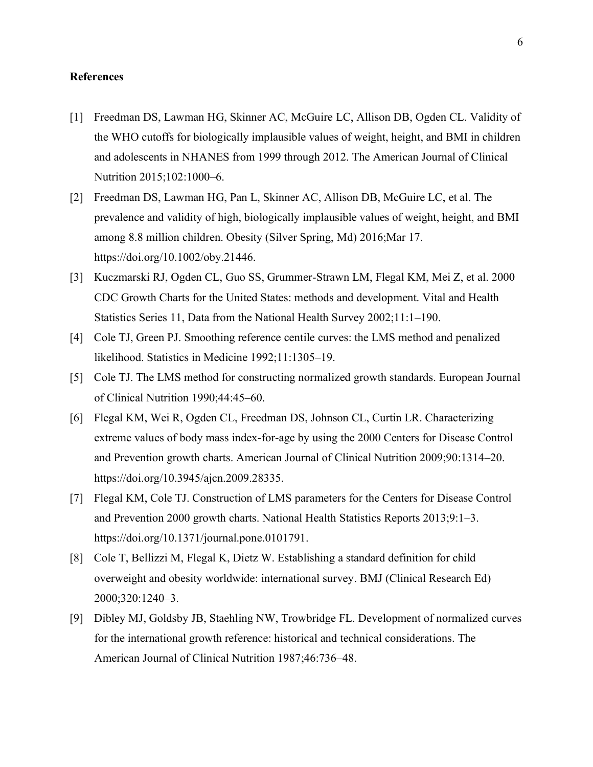## References

[1] Freedman DS, Lawman HG, Skinner AC, McGuire LC, Allison DB, Ogden CL. Validity of the WHO cutoffs for biologically implausible values of weight, height, and BMI in children and adolescents in NHANES from 1999 through 2012. The American Journal of Clinical Nutrition 2015;102:1000–6.

[2] Freedman DS, Lawman HG, Pan L, Skinner AC, Allison DB, McGuire LC, et al. The prevalence and validity of high, biologically implausible values of weight, height, and BMI among 8.8 million children. Obesity (Silver Spring, Md) 2016;Mar 17. https://doi.org/10.1002/oby.21446.

[3] Kuczmarski RJ, Ogden CL, Guo SS, Grummer-Strawn LM, Flegal KM, Mei Z, et al. 2000 CDC Growth Charts for the United States: methods and development. Vital and Health Statistics Series 11, Data from the National Health Survey 2002;11:1–190.

[4] Cole TJ, Green PJ. Smoothing reference centile curves: the LMS method and penalized likelihood. Statistics in Medicine 1992;11:1305–19.

[5] Cole TJ. The LMS method for constructing normalized growth standards. European Journal of Clinical Nutrition 1990;44:45–60.

[6] Flegal KM, Wei R, Ogden CL, Freedman DS, Johnson CL, Curtin LR. Characterizing extreme values of body mass index-for-age by using the 2000 Centers for Disease Control and Prevention growth charts. American Journal of Clinical Nutrition 2009;90:1314–20. https://doi.org/10.3945/ajcn.2009.28335.

[7] Flegal KM, Cole TJ. Construction of LMS parameters for the Centers for Disease Control and Prevention 2000 growth charts. National Health Statistics Reports 2013;9:1–3. https://doi.org/10.1371/journal.pone.0101791.

[8] Cole T, Bellizzi M, Flegal K, Dietz W. Establishing a standard definition for child overweight and obesity worldwide: international survey. BMJ (Clinical Research Ed) 2000;320:1240–3.

[9] Dibley MJ, Goldsby JB, Staehling NW, Trowbridge FL. Development of normalized curves for the international growth reference: historical and technical considerations. The American Journal of Clinical Nutrition 1987;46:736–48.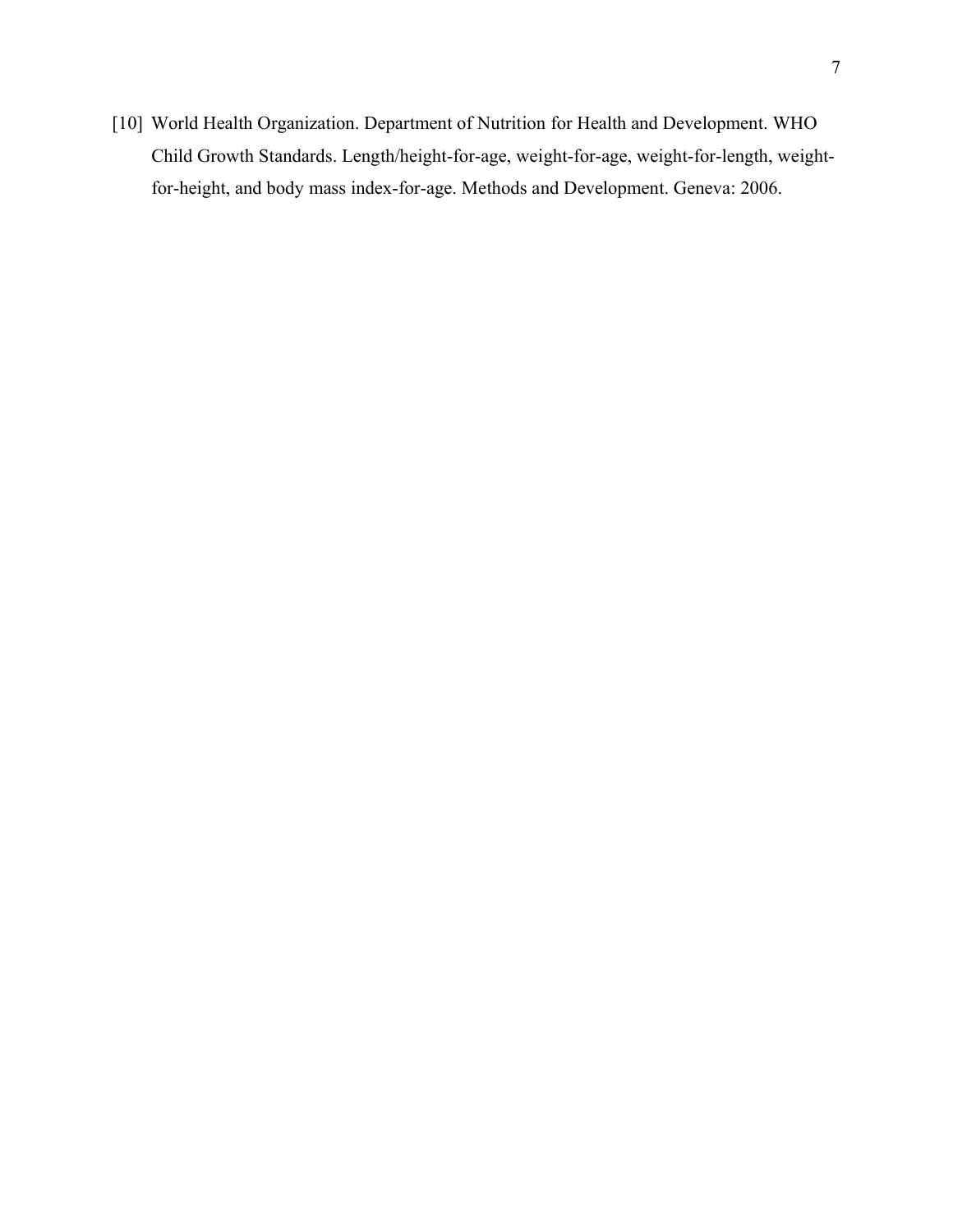[10] World Health Organization. Department of Nutrition for Health and Development. WHO Child Growth Standards. Length/height-for-age, weight-for-age, weight-for-length, weight-for-height, and body mass index-for-age. Methods and Development. Geneva: 2006.